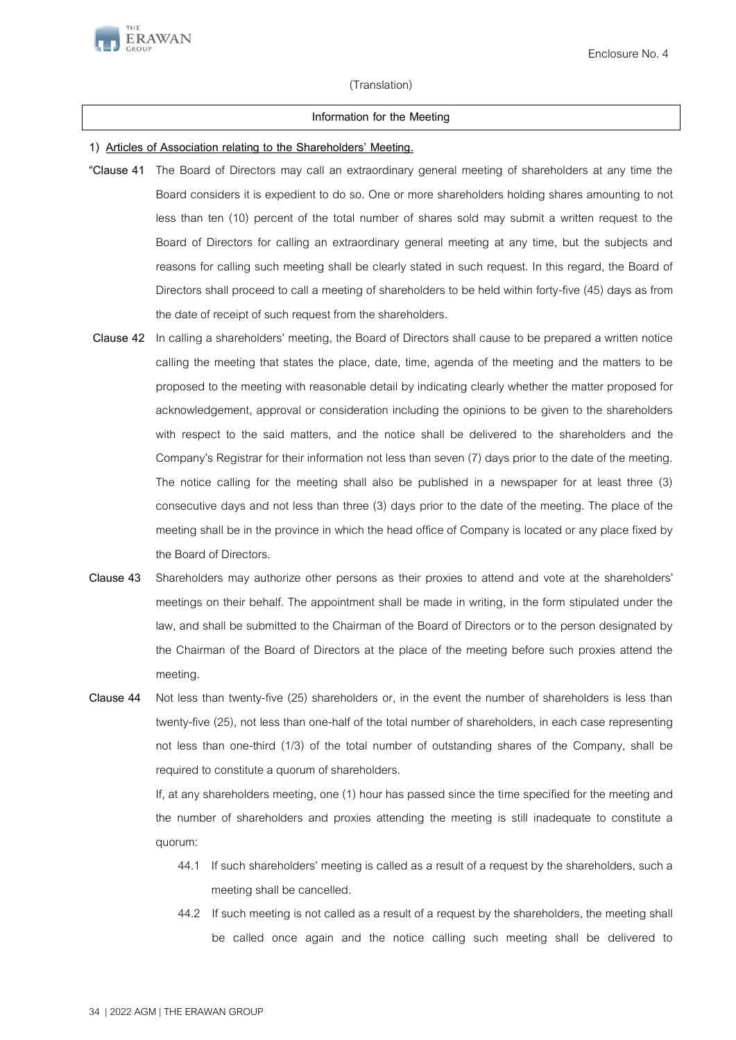Enclosure No. 4

(Translation)

**Information for the Meeting**

**1) Articles of Association relating to the Shareholders' Meeting.**

**"Clause 41** The Board of Directors may call an extraordinary general meeting of shareholders at any time the Board considers it is expedient to do so. One or more shareholders holding shares amounting to not less than ten (10) percent of the total number of shares sold may submit a written request to the Board of Directors for calling an extraordinary general meeting at any time, but the subjects and reasons for calling such meeting shall be clearly stated in such request. In this regard, the Board of Directors shall proceed to call a meeting of shareholders to be held within forty-five (45) days as from the date of receipt of such request from the shareholders.

**Clause 42** In calling a shareholders' meeting, the Board of Directors shall cause to be prepared a written notice calling the meeting that states the place, date, time, agenda of the meeting and the matters to be proposed to the meeting with reasonable detail by indicating clearly whether the matter proposed for acknowledgement, approval or consideration including the opinions to be given to the shareholders with respect to the said matters, and the notice shall be delivered to the shareholders and the Company's Registrar for their information not less than seven (7) days prior to the date of the meeting. The notice calling for the meeting shall also be published in a newspaper for at least three (3) consecutive days and not less than three (3) days prior to the date of the meeting. The place of the meeting shall be in the province in which the head office of Company is located or any place fixed by the Board of Directors.

**Clause 43** Shareholders may authorize other persons as their proxies to attend and vote at the shareholders' meetings on their behalf. The appointment shall be made in writing, in the form stipulated under the law, and shall be submitted to the Chairman of the Board of Directors or to the person designated by the Chairman of the Board of Directors at the place of the meeting before such proxies attend the meeting.

**Clause 44** Not less than twenty-five (25) shareholders or, in the event the number of shareholders is less than twenty-five (25), not less than one-half of the total number of shareholders, in each case representing not less than one-third (1/3) of the total number of outstanding shares of the Company, shall be required to constitute a quorum of shareholders.

If, at any shareholders meeting, one (1) hour has passed since the time specified for the meeting and the number of shareholders and proxies attending the meeting is still inadequate to constitute a quorum:

44.1 If such shareholders' meeting is called as a result of a request by the shareholders, such a meeting shall be cancelled.

44.2 If such meeting is not called as a result of a request by the shareholders, the meeting shall be called once again and the notice calling such meeting shall be delivered to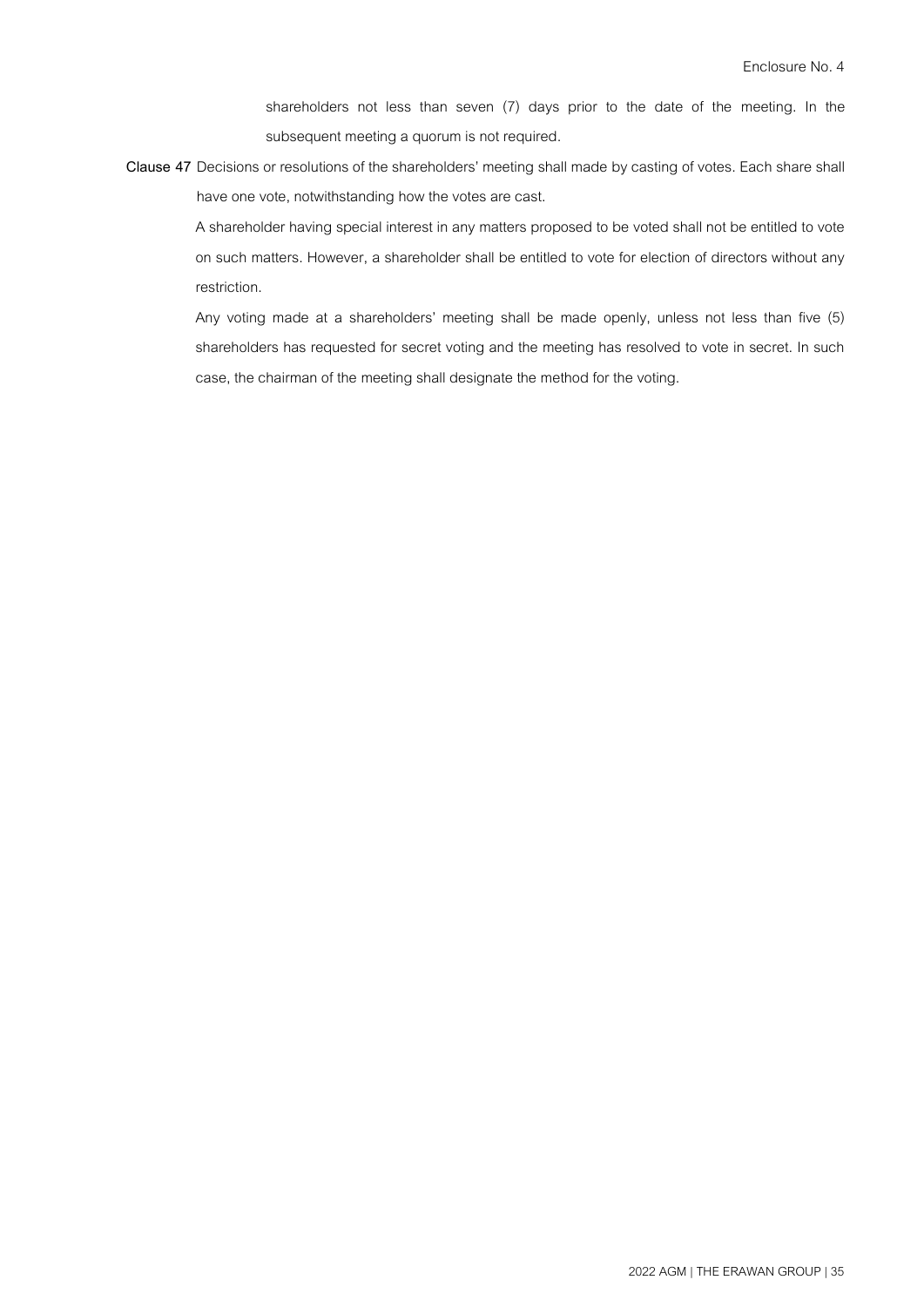shareholders not less than seven (7) days prior to the date of the meeting. In the subsequent meeting a quorum is not required.

**Clause 47** Decisions or resolutions of the shareholders' meeting shall made by casting of votes. Each share shall have one vote, notwithstanding how the votes are cast.

A shareholder having special interest in any matters proposed to be voted shall not be entitled to vote on such matters. However, a shareholder shall be entitled to vote for election of directors without any restriction.

Any voting made at a shareholders' meeting shall be made openly, unless not less than five (5) shareholders has requested for secret voting and the meeting has resolved to vote in secret. In such case, the chairman of the meeting shall designate the method for the voting.